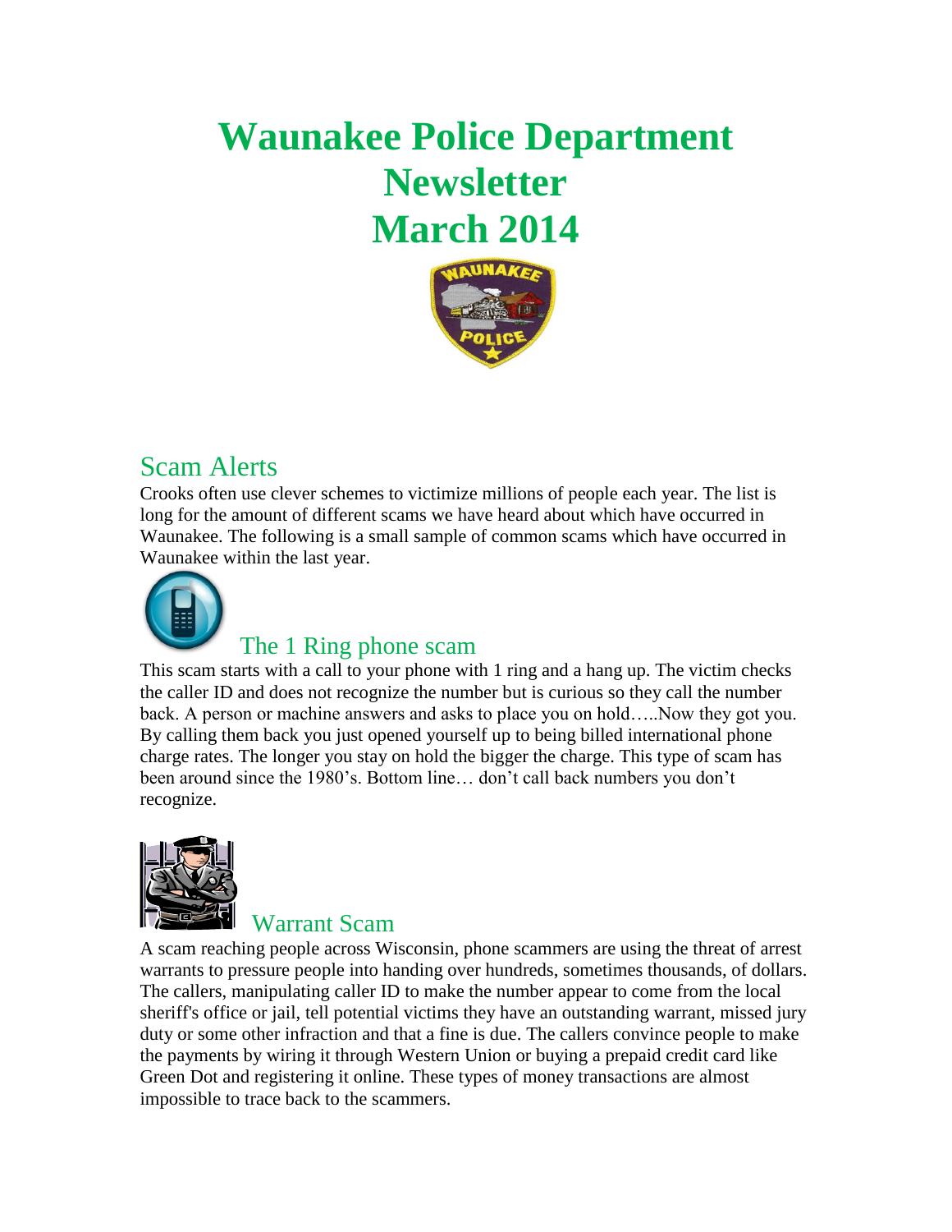# Waunakee Police Department Newsletter March 2014

## Scam Alerts

Crooks often use clever schemes to victimize millions of people each year. The list is long for the amount of different scams we have heard about which have occurred in Waunakee. The following is a small sample of common scams which have occurred in Waunakee within the last year.

### The 1 Ring phone scam

This scam starts with a call to your phone with 1 ring and a hang up. The victim checks the caller ID and does not recognize the number but is curious so they call the number back. A person or machine answers and asks to place you on hold…..Now they got you. By calling them back you just opened yourself up to being billed international phone charge rates. The longer you stay on hold the bigger the charge. This type of scam has been around since the 1980's. Bottom line… don't call back numbers you don't recognize.

### Warrant Scam

A scam reaching people across Wisconsin, phone scammers are using the threat of arrest warrants to pressure people into handing over hundreds, sometimes thousands, of dollars. The callers, manipulating caller ID to make the number appear to come from the local sheriff's office or jail, tell potential victims they have an outstanding warrant, missed jury duty or some other infraction and that a fine is due. The callers convince people to make the payments by wiring it through Western Union or buying a prepaid credit card like Green Dot and registering it online. These types of money transactions are almost impossible to trace back to the scammers.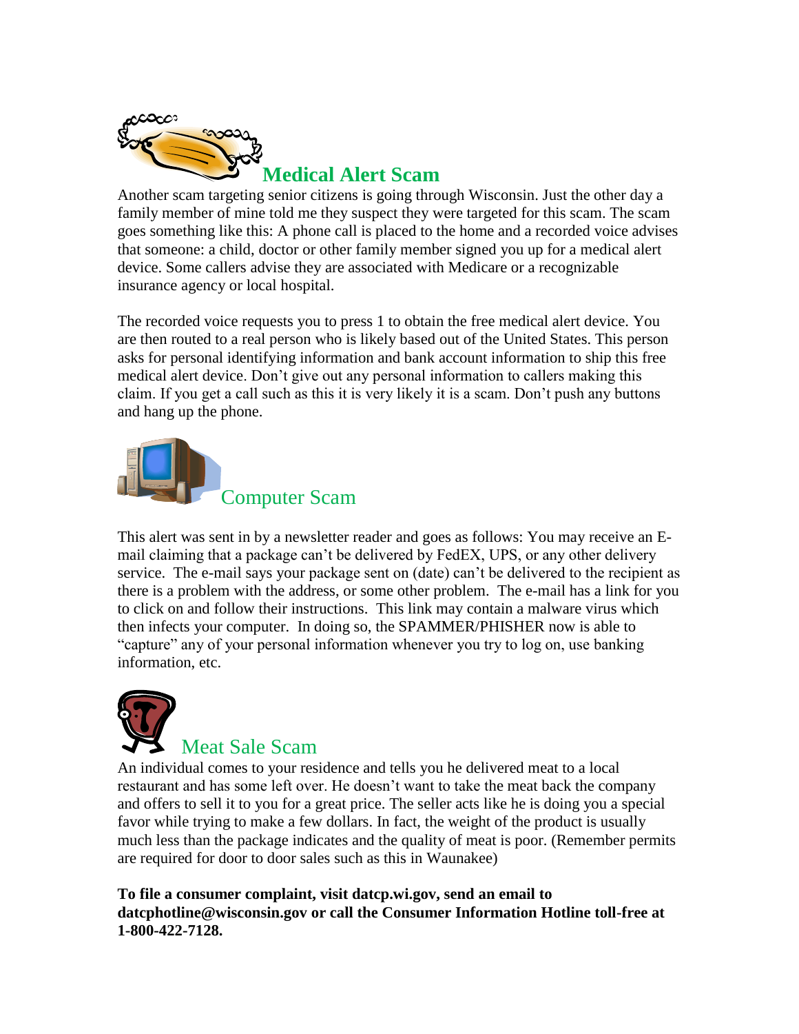## Medical Alert Scam

Another scam targeting senior citizens is going through Wisconsin. Just the other day a family member of mine told me they suspect they were targeted for this scam. The scam goes something like this: A phone call is placed to the home and a recorded voice advises that someone: a child, doctor or other family member signed you up for a medical alert device. Some callers advise they are associated with Medicare or a recognizable insurance agency or local hospital.

The recorded voice requests you to press 1 to obtain the free medical alert device. You are then routed to a real person who is likely based out of the United States. This person asks for personal identifying information and bank account information to ship this free medical alert device. Don't give out any personal information to callers making this claim. If you get a call such as this it is very likely it is a scam. Don't push any buttons and hang up the phone.

## Computer Scam

This alert was sent in by a newsletter reader and goes as follows: You may receive an E-mail claiming that a package can't be delivered by FedEX, UPS, or any other delivery service. The e-mail says your package sent on (date) can't be delivered to the recipient as there is a problem with the address, or some other problem. The e-mail has a link for you to click on and follow their instructions. This link may contain a malware virus which then infects your computer. In doing so, the SPAMMER/PHISHER now is able to "capture" any of your personal information whenever you try to log on, use banking information, etc.

## Meat Sale Scam

An individual comes to your residence and tells you he delivered meat to a local restaurant and has some left over. He doesn't want to take the meat back the company and offers to sell it to you for a great price. The seller acts like he is doing you a special favor while trying to make a few dollars. In fact, the weight of the product is usually much less than the package indicates and the quality of meat is poor. (Remember permits are required for door to door sales such as this in Waunakee)

**To file a consumer complaint, visit datcp.wi.gov, send an email to datcphotline@wisconsin.gov or call the Consumer Information Hotline toll-free at 1-800-422-7128.**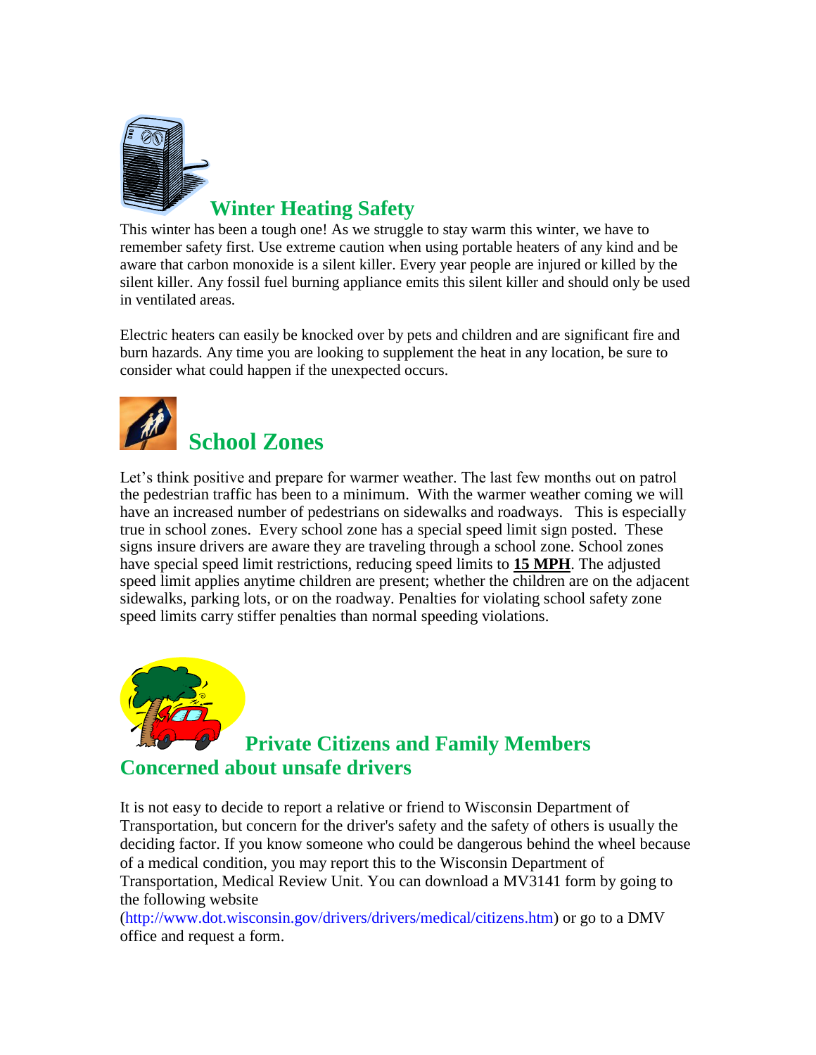## Winter Heating Safety

This winter has been a tough one! As we struggle to stay warm this winter, we have to remember safety first. Use extreme caution when using portable heaters of any kind and be aware that carbon monoxide is a silent killer. Every year people are injured or killed by the silent killer. Any fossil fuel burning appliance emits this silent killer and should only be used in ventilated areas.

Electric heaters can easily be knocked over by pets and children and are significant fire and burn hazards. Any time you are looking to supplement the heat in any location, be sure to consider what could happen if the unexpected occurs.

## School Zones

Let's think positive and prepare for warmer weather. The last few months out on patrol the pedestrian traffic has been to a minimum. With the warmer weather coming we will have an increased number of pedestrians on sidewalks and roadways. This is especially true in school zones. Every school zone has a special speed limit sign posted. These signs insure drivers are aware they are traveling through a school zone. School zones have special speed limit restrictions, reducing speed limits to **15 MPH**. The adjusted speed limit applies anytime children are present; whether the children are on the adjacent sidewalks, parking lots, or on the roadway. Penalties for violating school safety zone speed limits carry stiffer penalties than normal speeding violations.

## Private Citizens and Family Members Concerned about unsafe drivers

It is not easy to decide to report a relative or friend to Wisconsin Department of Transportation, but concern for the driver's safety and the safety of others is usually the deciding factor. If you know someone who could be dangerous behind the wheel because of a medical condition, you may report this to the Wisconsin Department of Transportation, Medical Review Unit. You can download a MV3141 form by going to the following website (http://www.dot.wisconsin.gov/drivers/drivers/medical/citizens.htm) or go to a DMV office and request a form.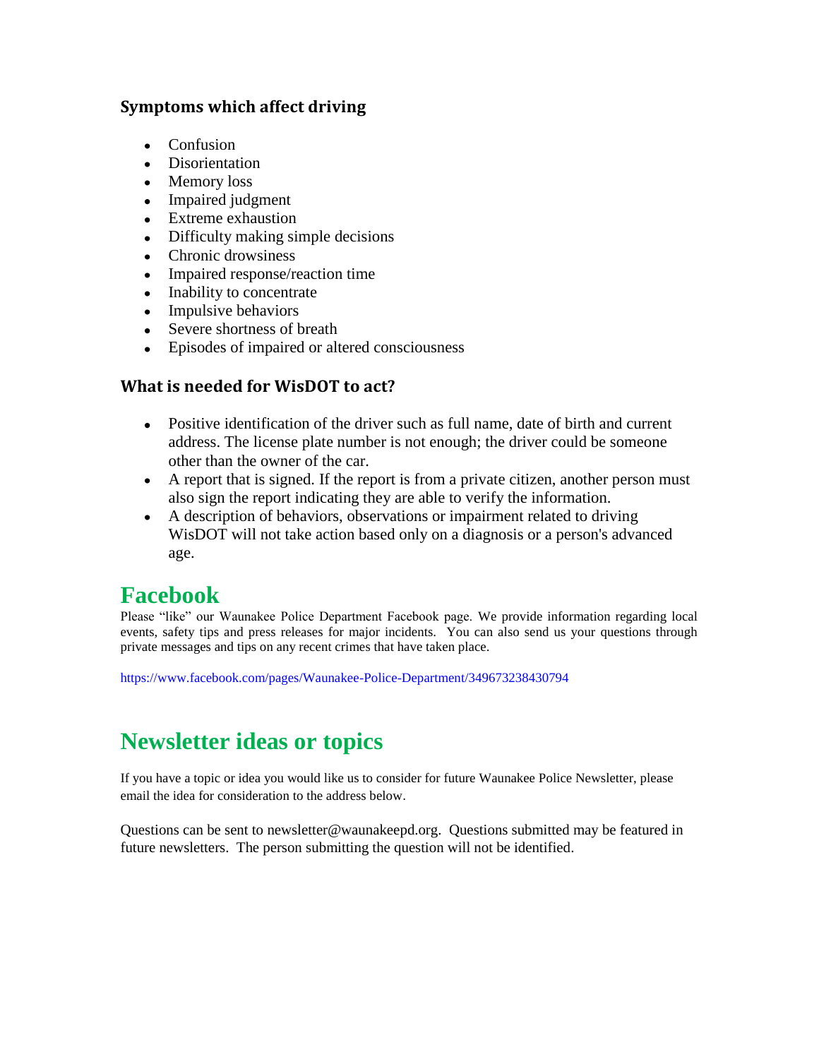### Symptoms which affect driving

- Confusion
- Disorientation
- Memory loss
- Impaired judgment
- Extreme exhaustion
- Difficulty making simple decisions
- Chronic drowsiness
- Impaired response/reaction time
- Inability to concentrate
- Impulsive behaviors
- Severe shortness of breath
- Episodes of impaired or altered consciousness

### What is needed for WisDOT to act?

- Positive identification of the driver such as full name, date of birth and current address. The license plate number is not enough; the driver could be someone other than the owner of the car.
- A report that is signed. If the report is from a private citizen, another person must also sign the report indicating they are able to verify the information.
- A description of behaviors, observations or impairment related to driving WisDOT will not take action based only on a diagnosis or a person's advanced age.

## Facebook

Please "like" our Waunakee Police Department Facebook page. We provide information regarding local events, safety tips and press releases for major incidents. You can also send us your questions through private messages and tips on any recent crimes that have taken place.

https://www.facebook.com/pages/Waunakee-Police-Department/349673238430794

## Newsletter ideas or topics

If you have a topic or idea you would like us to consider for future Waunakee Police Newsletter, please email the idea for consideration to the address below.

Questions can be sent to newsletter@waunakeepd.org. Questions submitted may be featured in future newsletters. The person submitting the question will not be identified.